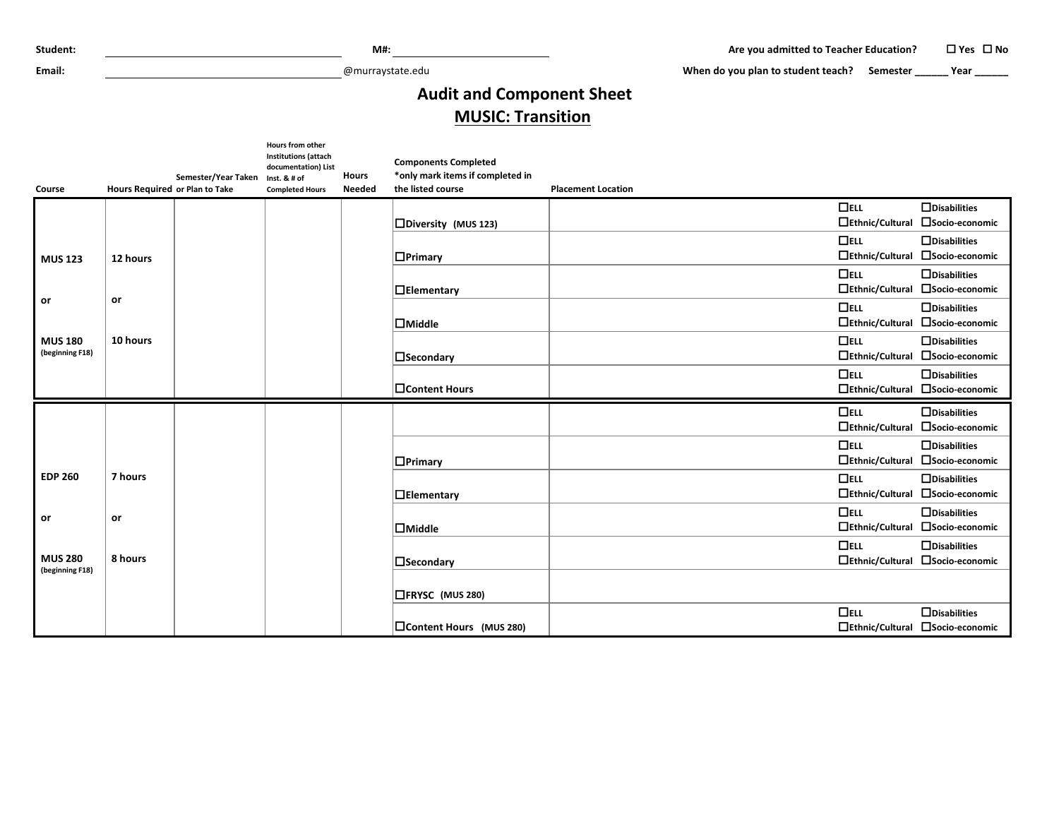Student: ______________________ M#: ______________________ Are you admitted to Teacher Education? ☐ Yes ☐ No

Email: ______________________@murraystate.edu When do you plan to student teach? Semester ______ Year ______

# Audit and Component Sheet

## MUSIC: Transition

| Course | Hours Required | Semester/Year Taken or Plan to Take | Hours from other Institutions (attach documentation) List Inst. & # of Completed Hours | Hours Needed | Components Completed *only mark items if completed in the listed course | Placement Location | | |
|---|---|---|---|---|---|---|---|---|
| MUS 123 or MUS 180 (beginning F18) | 12 hours or 10 hours | | | | ☐Diversity (MUS 123) | | ☐ELL ☐Ethnic/Cultural | ☐Disabilities ☐Socio-economic |
| | | | | | ☐Primary | | ☐ELL ☐Ethnic/Cultural | ☐Disabilities ☐Socio-economic |
| | | | | | ☐Elementary | | ☐ELL ☐Ethnic/Cultural | ☐Disabilities ☐Socio-economic |
| | | | | | ☐Middle | | ☐ELL ☐Ethnic/Cultural | ☐Disabilities ☐Socio-economic |
| | | | | | ☐Secondary | | ☐ELL ☐Ethnic/Cultural | ☐Disabilities ☐Socio-economic |
| | | | | | ☐Content Hours | | ☐ELL ☐Ethnic/Cultural | ☐Disabilities ☐Socio-economic |
| EDP 260 or MUS 280 (beginning F18) | 7 hours or 8 hours | | | | | | ☐ELL ☐Ethnic/Cultural | ☐Disabilities ☐Socio-economic |
| | | | | | ☐Primary | | ☐ELL ☐Ethnic/Cultural | ☐Disabilities ☐Socio-economic |
| | | | | | ☐Elementary | | ☐ELL ☐Ethnic/Cultural | ☐Disabilities ☐Socio-economic |
| | | | | | ☐Middle | | ☐ELL ☐Ethnic/Cultural | ☐Disabilities ☐Socio-economic |
| | | | | | ☐Secondary | | ☐ELL ☐Ethnic/Cultural | ☐Disabilities ☐Socio-economic |
| | | | | | ☐FRYSC (MUS 280) | | | |
| | | | | | ☐Content Hours (MUS 280) | | ☐ELL ☐Ethnic/Cultural | ☐Disabilities ☐Socio-economic |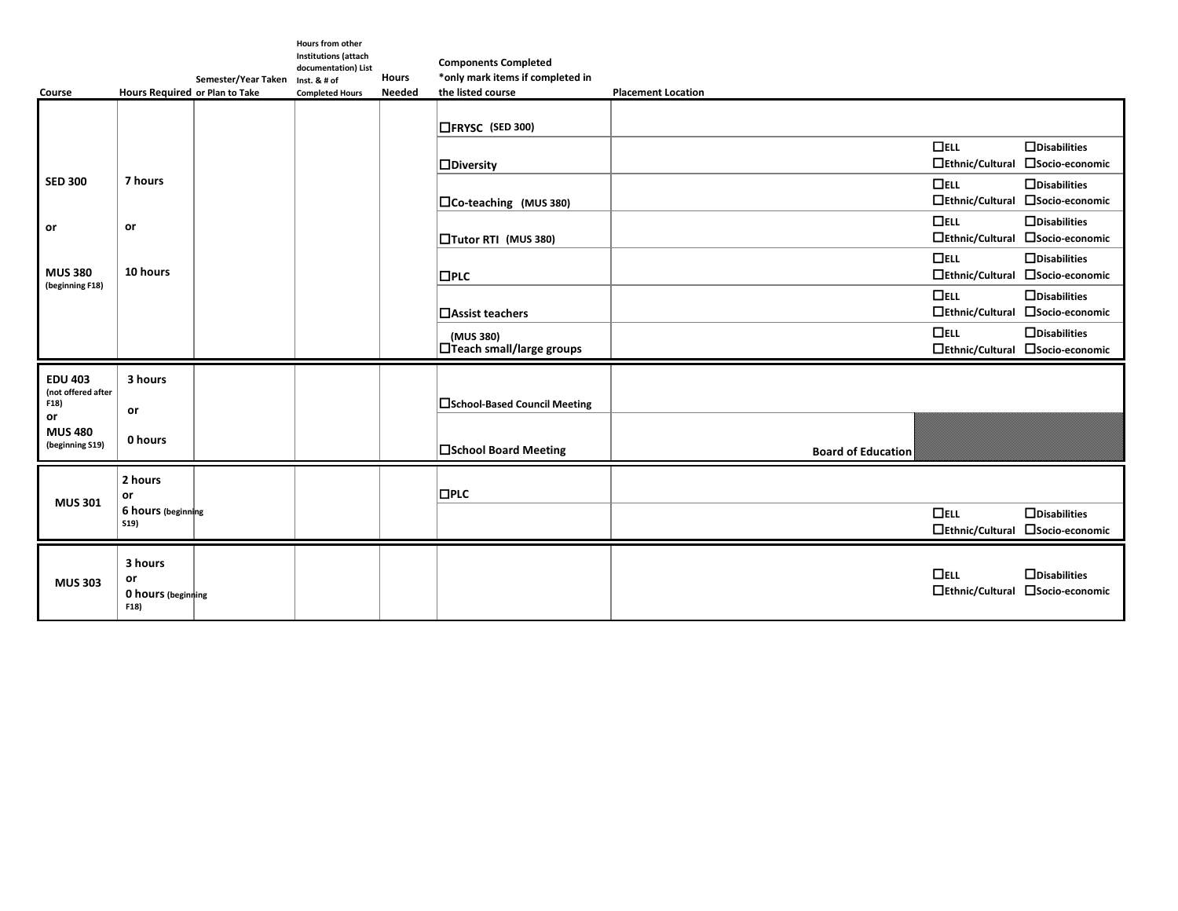| Course | Hours Required | Semester/Year Taken or Plan to Take | Hours from other Institutions (attach documentation) List Inst. & # of Completed Hours | Hours Needed | Components Completed *only mark items if completed in the listed course | Placement Location | | |
|---|---|---|---|---|---|---|---|---|
| SED 300 or MUS 380 (beginning F18) | 7 hours or 10 hours | | | | ☐FRYSC (SED 300) | | | |
| | | | | | ☐Diversity | | ☐ELL ☐Ethnic/Cultural | ☐Disabilities ☐Socio-economic |
| | | | | | ☐Co-teaching (MUS 380) | | ☐ELL ☐Ethnic/Cultural | ☐Disabilities ☐Socio-economic |
| | | | | | ☐Tutor RTI (MUS 380) | | ☐ELL ☐Ethnic/Cultural | ☐Disabilities ☐Socio-economic |
| | | | | | ☐PLC | | ☐ELL ☐Ethnic/Cultural | ☐Disabilities ☐Socio-economic |
| | | | | | ☐Assist teachers | | ☐ELL ☐Ethnic/Cultural | ☐Disabilities ☐Socio-economic |
| | | | | | (MUS 380) ☐Teach small/large groups | | ☐ELL ☐Ethnic/Cultural | ☐Disabilities ☐Socio-economic |
| EDU 403 (not offered after F18) or MUS 480 (beginning S19) | 3 hours or 0 hours | | | | ☐School-Based Council Meeting | | | |
| | | | | | ☐School Board Meeting | Board of Education | | |
| MUS 301 | 2 hours or 6 hours (beginning S19) | | | | ☐PLC | | | |
| | | | | | | | ☐ELL ☐Ethnic/Cultural | ☐Disabilities ☐Socio-economic |
| MUS 303 | 3 hours or 0 hours (beginning F18) | | | | | | ☐ELL ☐Ethnic/Cultural | ☐Disabilities ☐Socio-economic |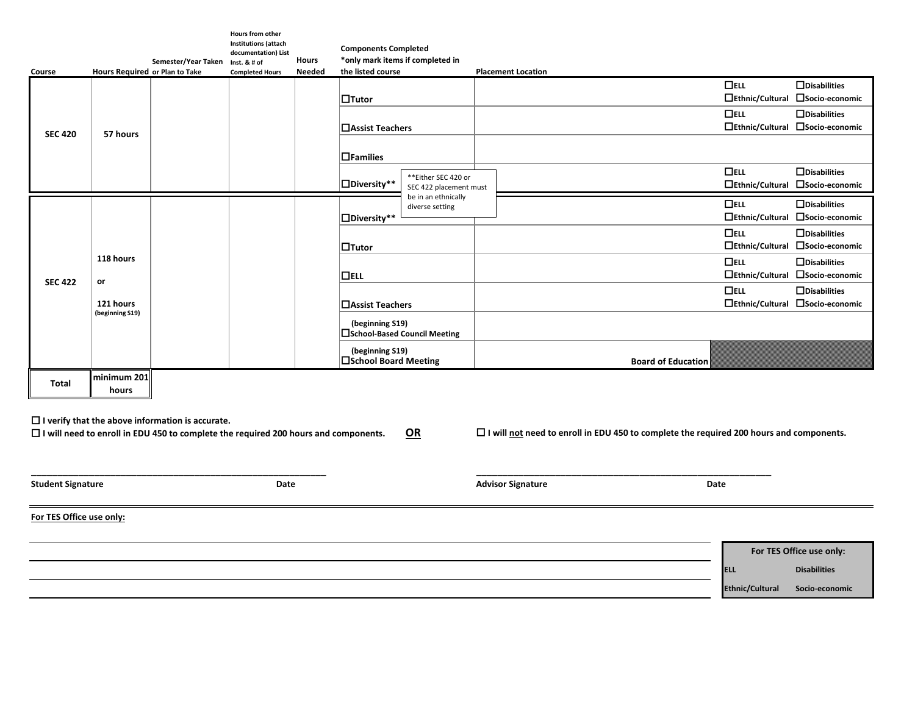| Course | Hours Required | Semester/Year Taken or Plan to Take | Hours from other Institutions (attach documentation) List Inst. & # of Completed Hours | Hours Needed | Components Completed *only mark items if completed in the listed course | Placement Location | | |
|---|---|---|---|---|---|---|---|---|
| SEC 420 | 57 hours | | | | ☐Tutor | | ☐ELL ☐Ethnic/Cultural | ☐Disabilities ☐Socio-economic |
| | | | | | ☐Assist Teachers | | ☐ELL ☐Ethnic/Cultural | ☐Disabilities ☐Socio-economic |
| | | | | | ☐Families | | | |
| | | | | | ☐Diversity** | | ☐ELL ☐Ethnic/Cultural | ☐Disabilities ☐Socio-economic |
| SEC 422 | 118 hours or 121 hours (beginning S19) | | | | ☐Diversity** | | ☐ELL ☐Ethnic/Cultural | ☐Disabilities ☐Socio-economic |
| | | | | | ☐Tutor | | ☐ELL ☐Ethnic/Cultural | ☐Disabilities ☐Socio-economic |
| | | | | | ☐ELL | | ☐ELL ☐Ethnic/Cultural | ☐Disabilities ☐Socio-economic |
| | | | | | ☐Assist Teachers | | ☐ELL ☐Ethnic/Cultural | ☐Disabilities ☐Socio-economic |
| | | | | | (beginning S19) ☐School-Based Council Meeting | | | |
| | | | | | (beginning S19) ☐School Board Meeting | Board of Education | | |
| Total | minimum 201 hours | | | | | | | |

**Either SEC 420 or SEC 422 placement must be in an ethnically diverse setting

☐ **I verify that the above information is accurate.**

☐ **I will need to enroll in EDU 450 to complete the required 200 hours and components.** **OR** ☐ **I will not need to enroll in EDU 450 to complete the required 200 hours and components.**

______________________________________ **Student Signature** **Date**

______________________________________ **Advisor Signature** **Date**

**For TES Office use only:**

| For TES Office use only: | |
|---|---|
| ELL | Disabilities |
| Ethnic/Cultural | Socio-economic |